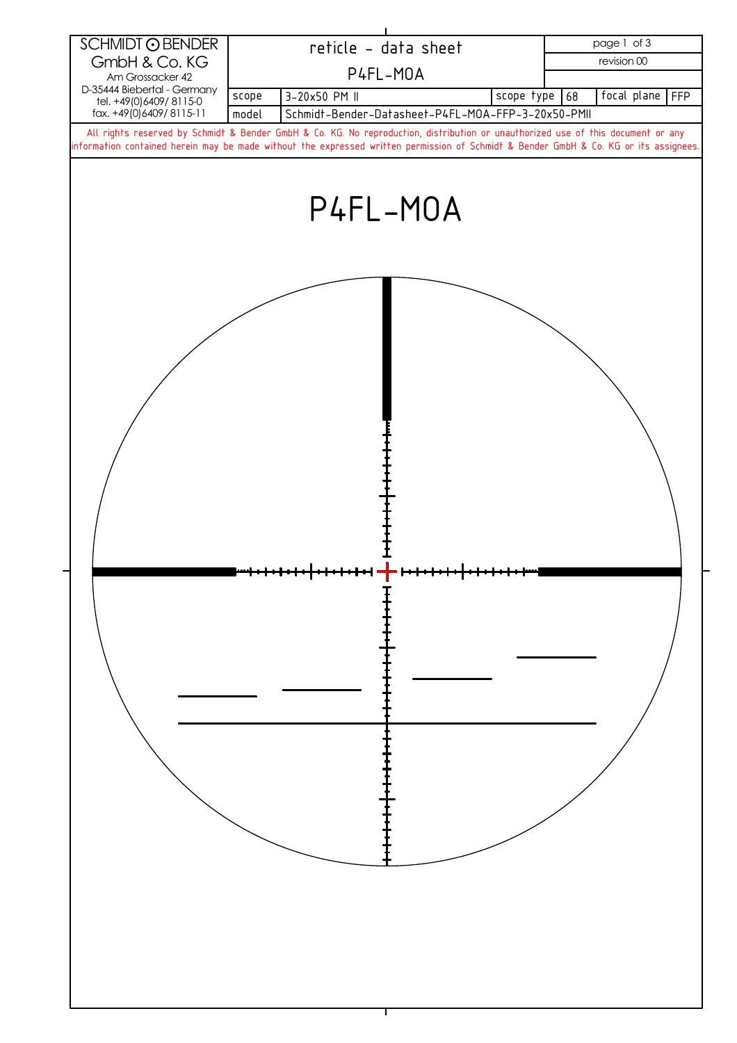| SCHMIDT ⊙ BENDER GmbH & Co. KG Am Grossacker 42 D-35444 Biebertal - Germany tel. +49(0)6409/ 8115-0 fax. +49(0)6409/ 8115-11 | reticle - data sheet | | | | | page 1 of 3 |
|---|---|---|---|---|---|---|
| | P4FL-MOA | | | | | revision 00 |
| scope | 3-20x50 PM II | scope type | 68 | focal plane | FFP | |
| model | Schmidt-Bender-Datasheet-P4FL-MOA-FFP-3-20x50-PMII | | | | | |

All rights reserved by Schmidt & Bender GmbH & Co. KG. No reproduction, distribution or unauthorized use of this document or any information contained herein may be made without the expressed written permission of Schmidt & Bender GmbH & Co. KG or its assignees.

# P4FL-MOA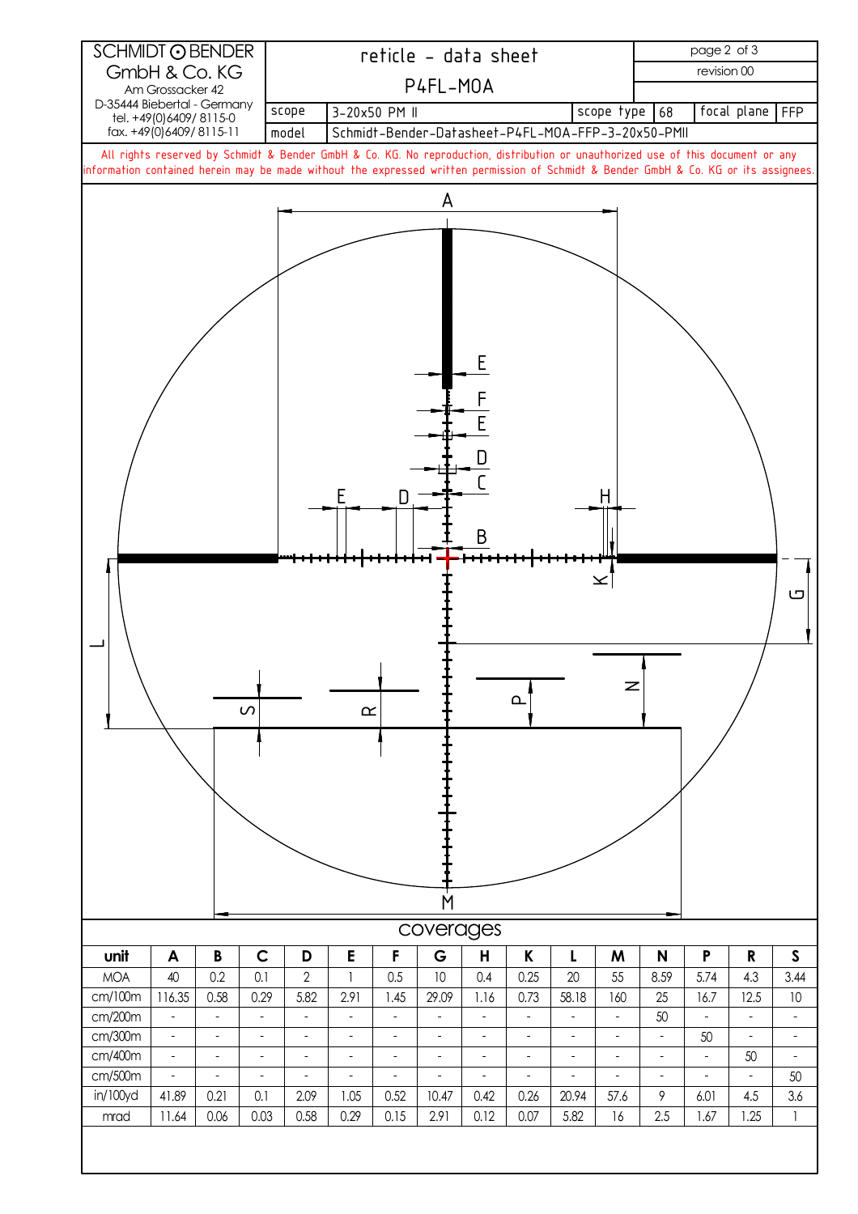| SCHMIDT ⊙ BENDER GmbH & Co. KG<br>Am Grossacker 42<br>D-35444 Biebertal - Germany<br>tel. +49(0)6409/ 8115-0<br>fax. +49(0)6409/ 8115-11 | reticle - data sheet<br>P4FL-MOA | | | | | revision 00 |
|---|---|---|---|---|---|---|
| | scope | 3-20x50 PM II | scope type | 68 | focal plane | FFP |
| | model | Schmidt-Bender-Datasheet-P4FL-MOA-FFP-3-20x50-PMII | | | | |

All rights reserved by Schmidt & Bender GmbH & Co. KG. No reproduction, distribution or unauthorized use of this document or any information contained herein may be made without the expressed written permission of Schmidt & Bender GmbH & Co. KG or its assignees.

## coverages

| unit | A | B | C | D | E | F | G | H | K | L | M | N | P | R | S |
|---|---|---|---|---|---|---|---|---|---|---|---|---|---|---|---|
| MOA | 40 | 0.2 | 0.1 | 2 | 1 | 0.5 | 10 | 0.4 | 0.25 | 20 | 55 | 8.59 | 5.74 | 4.3 | 3.44 |
| cm/100m | 116.35 | 0.58 | 0.29 | 5.82 | 2.91 | 1.45 | 29.09 | 1.16 | 0.73 | 58.18 | 160 | 25 | 16.7 | 12.5 | 10 |
| cm/200m | - | - | - | - | - | - | - | - | - | - | - | 50 | - | - | - |
| cm/300m | - | - | - | - | - | - | - | - | - | - | - | - | 50 | - | - |
| cm/400m | - | - | - | - | - | - | - | - | - | - | - | - | - | 50 | - |
| cm/500m | - | - | - | - | - | - | - | - | - | - | - | - | - | - | 50 |
| in/100yd | 41.89 | 0.21 | 0.1 | 2.09 | 1.05 | 0.52 | 10.47 | 0.42 | 0.26 | 20.94 | 57.6 | 9 | 6.01 | 4.5 | 3.6 |
| mrad | 11.64 | 0.06 | 0.03 | 0.58 | 0.29 | 0.15 | 2.91 | 0.12 | 0.07 | 5.82 | 16 | 2.5 | 1.67 | 1.25 | 1 |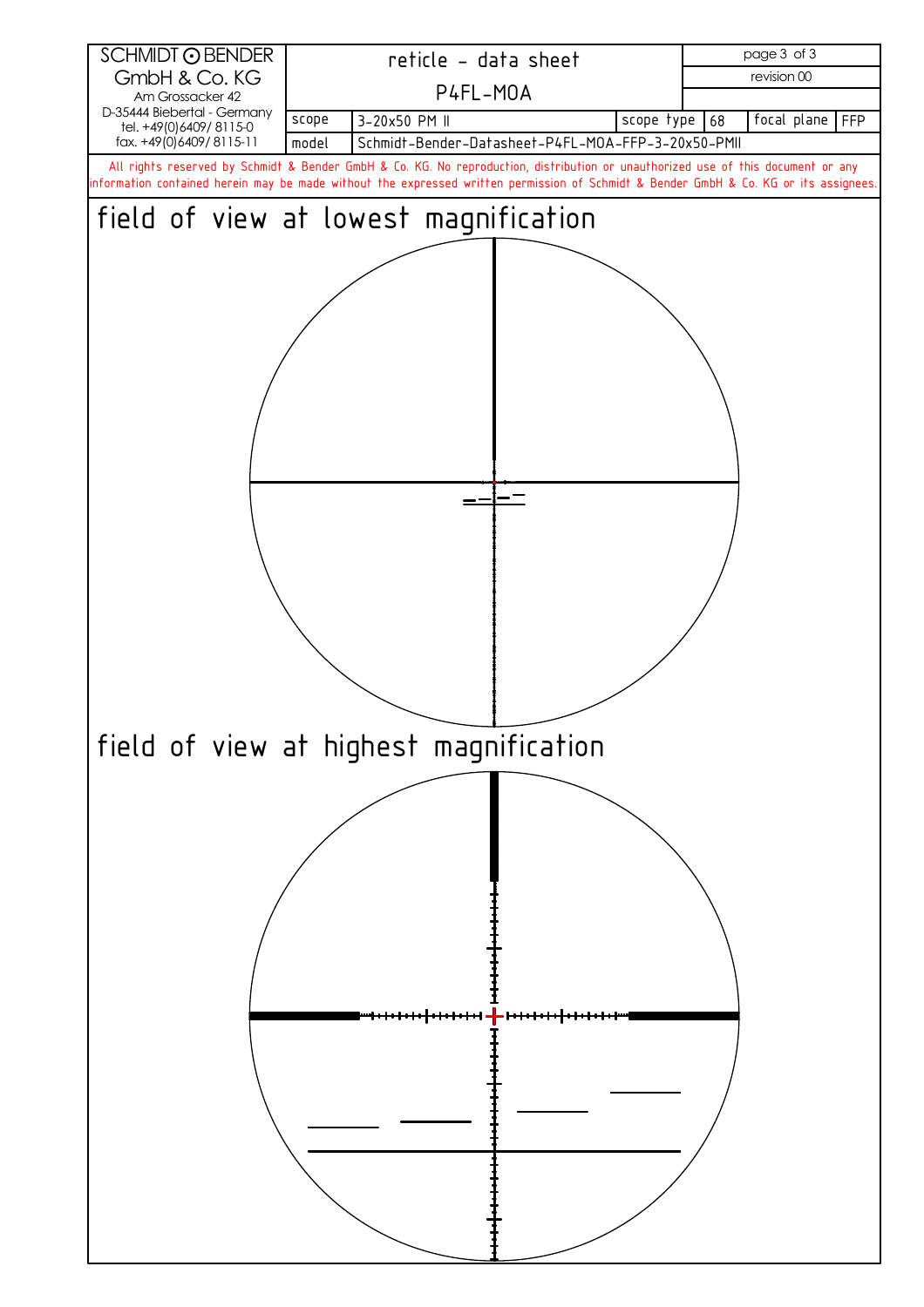| SCHMIDT ⊙ BENDER GmbH & Co. KG Am Grossacker 42 D-35444 Biebertal - Germany tel. +49(0)6409/ 8115-0 fax. +49(0)6409/ 8115-11 | reticle - data sheet | | | | | page 3 of 3 |
|---|---|---|---|---|---|---|
| | P4FL-MOA | | | | | revision 00 |
| | scope | 3-20x50 PM II | scope type | 68 | focal plane | FFP |
| | model | Schmidt-Bender-Datasheet-P4FL-MOA-FFP-3-20x50-PMII | | | | |

All rights reserved by Schmidt & Bender GmbH & Co. KG. No reproduction, distribution or unauthorized use of this document or any information contained herein may be made without the expressed written permission of Schmidt & Bender GmbH & Co. KG or its assignees.

# field of view at lowest magnification

# field of view at highest magnification